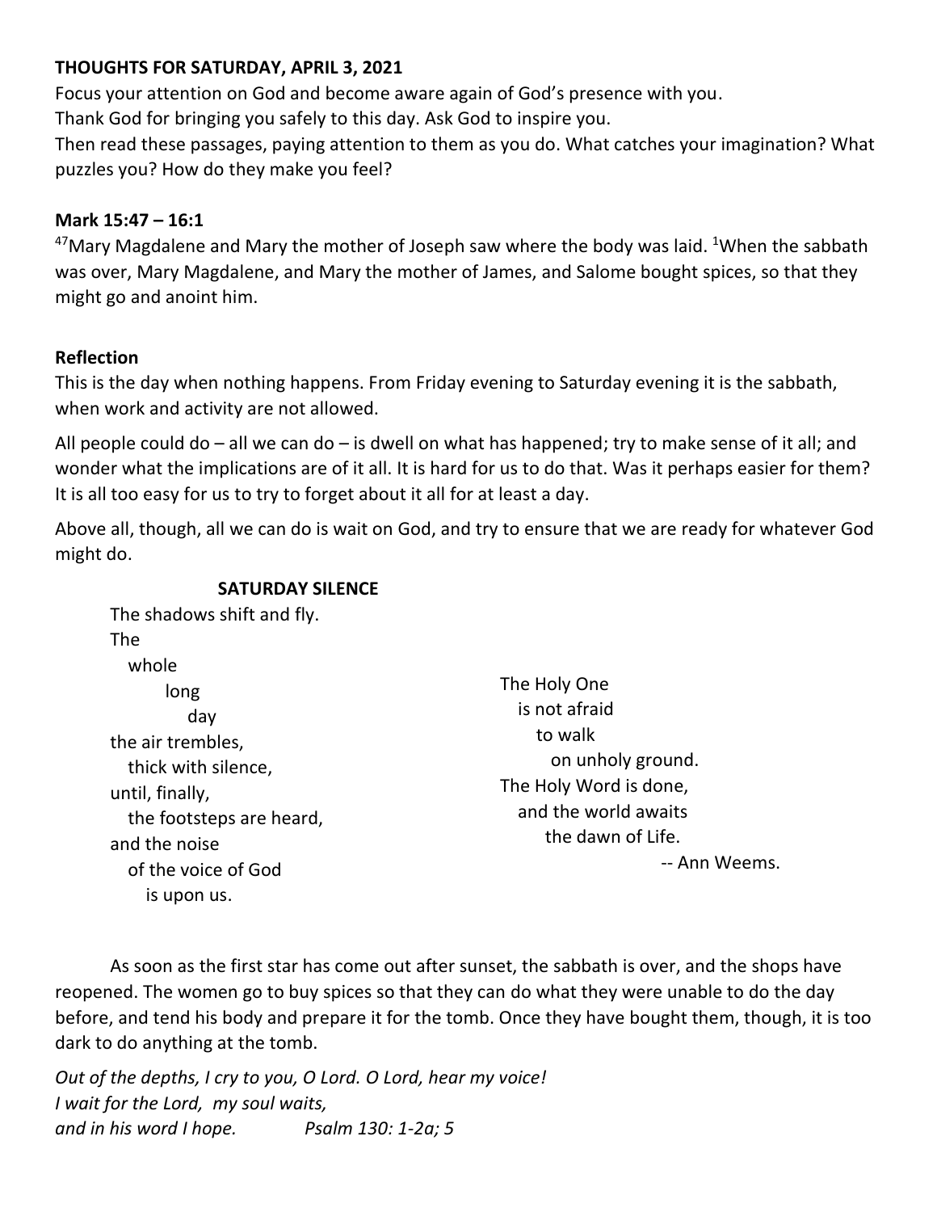**THOUGHTS FOR SATURDAY, APRIL 3, 2021**

Focus your attention on God and become aware again of God's presence with you.
Thank God for bringing you safely to this day. Ask God to inspire you.
Then read these passages, paying attention to them as you do. What catches your imagination? What puzzles you? How do they make you feel?

**Mark 15:47 – 16:1**

[47]Mary Magdalene and Mary the mother of Joseph saw where the body was laid. [1]When the sabbath was over, Mary Magdalene, and Mary the mother of James, and Salome bought spices, so that they might go and anoint him.

**Reflection**

This is the day when nothing happens. From Friday evening to Saturday evening it is the sabbath, when work and activity are not allowed.

All people could do – all we can do – is dwell on what has happened; try to make sense of it all; and wonder what the implications are of it all. It is hard for us to do that. Was it perhaps easier for them? It is all too easy for us to try to forget about it all for at least a day.

Above all, though, all we can do is wait on God, and try to ensure that we are ready for whatever God might do.

**SATURDAY SILENCE**

The shadows shift and fly.
The
whole
long
day
the air trembles,
thick with silence,
until, finally,
the footsteps are heard,
and the noise
of the voice of God
is upon us.

The Holy One
is not afraid
to walk
on unholy ground.
The Holy Word is done,
and the world awaits
the dawn of Life.

-- Ann Weems.

As soon as the first star has come out after sunset, the sabbath is over, and the shops have reopened. The women go to buy spices so that they can do what they were unable to do the day before, and tend his body and prepare it for the tomb. Once they have bought them, though, it is too dark to do anything at the tomb.

*Out of the depths, I cry to you, O Lord. O Lord, hear my voice!*
*I wait for the Lord, my soul waits,*
*and in his word I hope.* *Psalm 130: 1-2a; 5*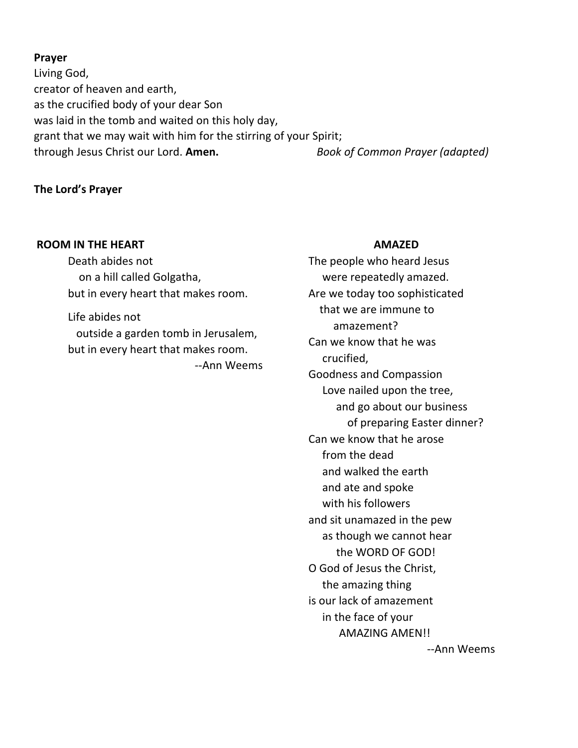**Prayer**

Living God,
creator of heaven and earth,
as the crucified body of your dear Son
was laid in the tomb and waited on this holy day,
grant that we may wait with him for the stirring of your Spirit;
through Jesus Christ our Lord. **Amen.** *Book of Common Prayer (adapted)*

**The Lord's Prayer**

**ROOM IN THE HEART**

Death abides not
on a hill called Golgatha,
but in every heart that makes room.

Life abides not
outside a garden tomb in Jerusalem,
but in every heart that makes room.

--Ann Weems

**AMAZED**

The people who heard Jesus
were repeatedly amazed.
Are we today too sophisticated
that we are immune to
amazement?
Can we know that he was
crucified,
Goodness and Compassion
Love nailed upon the tree,
and go about our business
of preparing Easter dinner?
Can we know that he arose
from the dead
and walked the earth
and ate and spoke
with his followers
and sit unamazed in the pew
as though we cannot hear
the WORD OF GOD!
O God of Jesus the Christ,
the amazing thing
is our lack of amazement
in the face of your
AMAZING AMEN!!

--Ann Weems